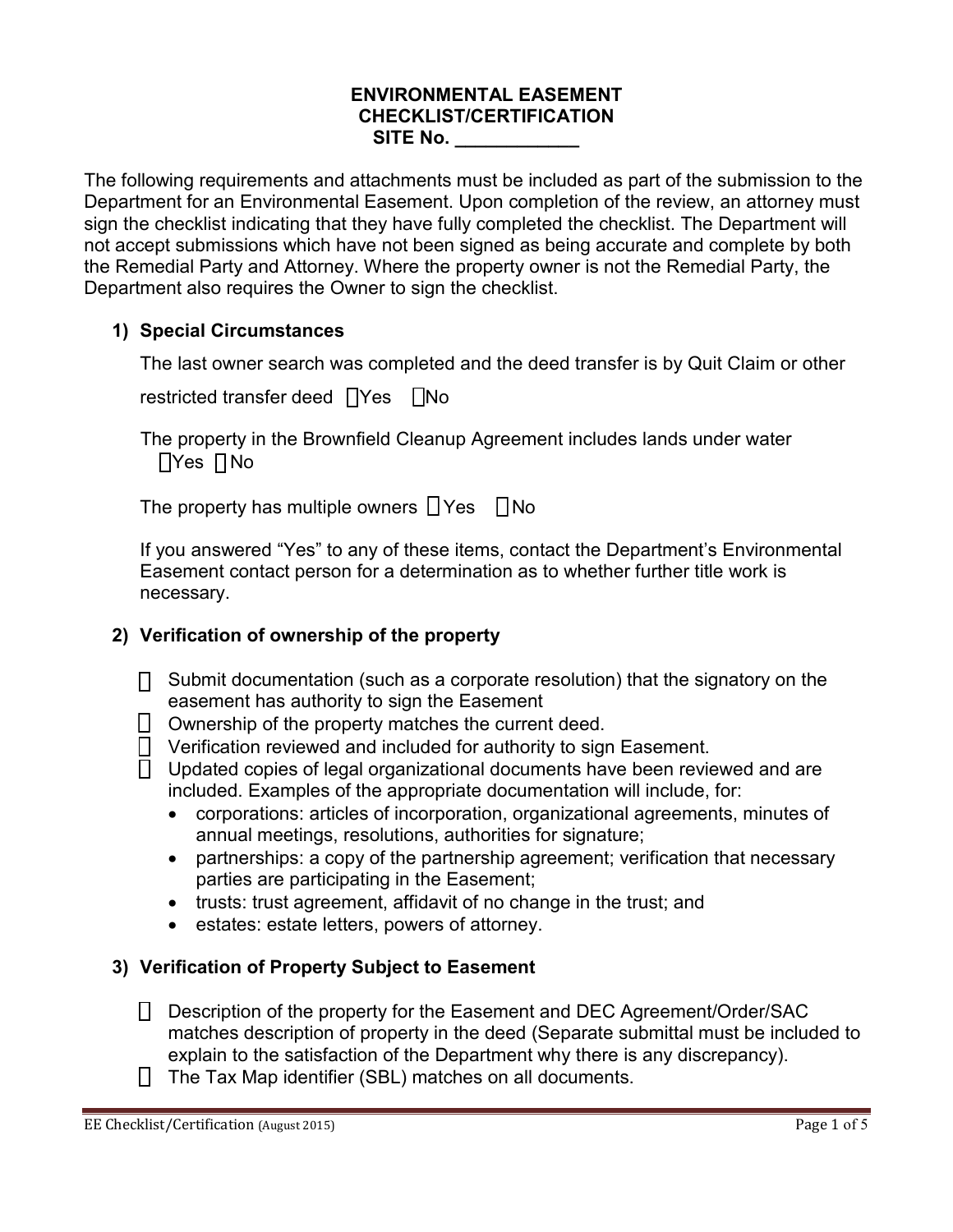**ENVIRONMENTAL EASEMENT CHECKLIST/CERTIFICATION**

**SITE No. ____________**

The following requirements and attachments must be included as part of the submission to the Department for an Environmental Easement. Upon completion of the review, an attorney must sign the checklist indicating that they have fully completed the checklist. The Department will not accept submissions which have not been signed as being accurate and complete by both the Remedial Party and Attorney. Where the property owner is not the Remedial Party, the Department also requires the Owner to sign the checklist.

## 1) Special Circumstances

The last owner search was completed and the deed transfer is by Quit Claim or other restricted transfer deed ☐Yes ☐No

The property in the Brownfield Cleanup Agreement includes lands under water ☐Yes ☐No

The property has multiple owners ☐Yes ☐No

If you answered "Yes" to any of these items, contact the Department's Environmental Easement contact person for a determination as to whether further title work is necessary.

## 2) Verification of ownership of the property

- ☐ Submit documentation (such as a corporate resolution) that the signatory on the easement has authority to sign the Easement
- ☐ Ownership of the property matches the current deed.
- ☐ Verification reviewed and included for authority to sign Easement.
- ☐ Updated copies of legal organizational documents have been reviewed and are included. Examples of the appropriate documentation will include, for:
  - corporations: articles of incorporation, organizational agreements, minutes of annual meetings, resolutions, authorities for signature;
  - partnerships: a copy of the partnership agreement; verification that necessary parties are participating in the Easement;
  - trusts: trust agreement, affidavit of no change in the trust; and
  - estates: estate letters, powers of attorney.

## 3) Verification of Property Subject to Easement

- ☐ Description of the property for the Easement and DEC Agreement/Order/SAC matches description of property in the deed (Separate submittal must be included to explain to the satisfaction of the Department why there is any discrepancy).
- ☐ The Tax Map identifier (SBL) matches on all documents.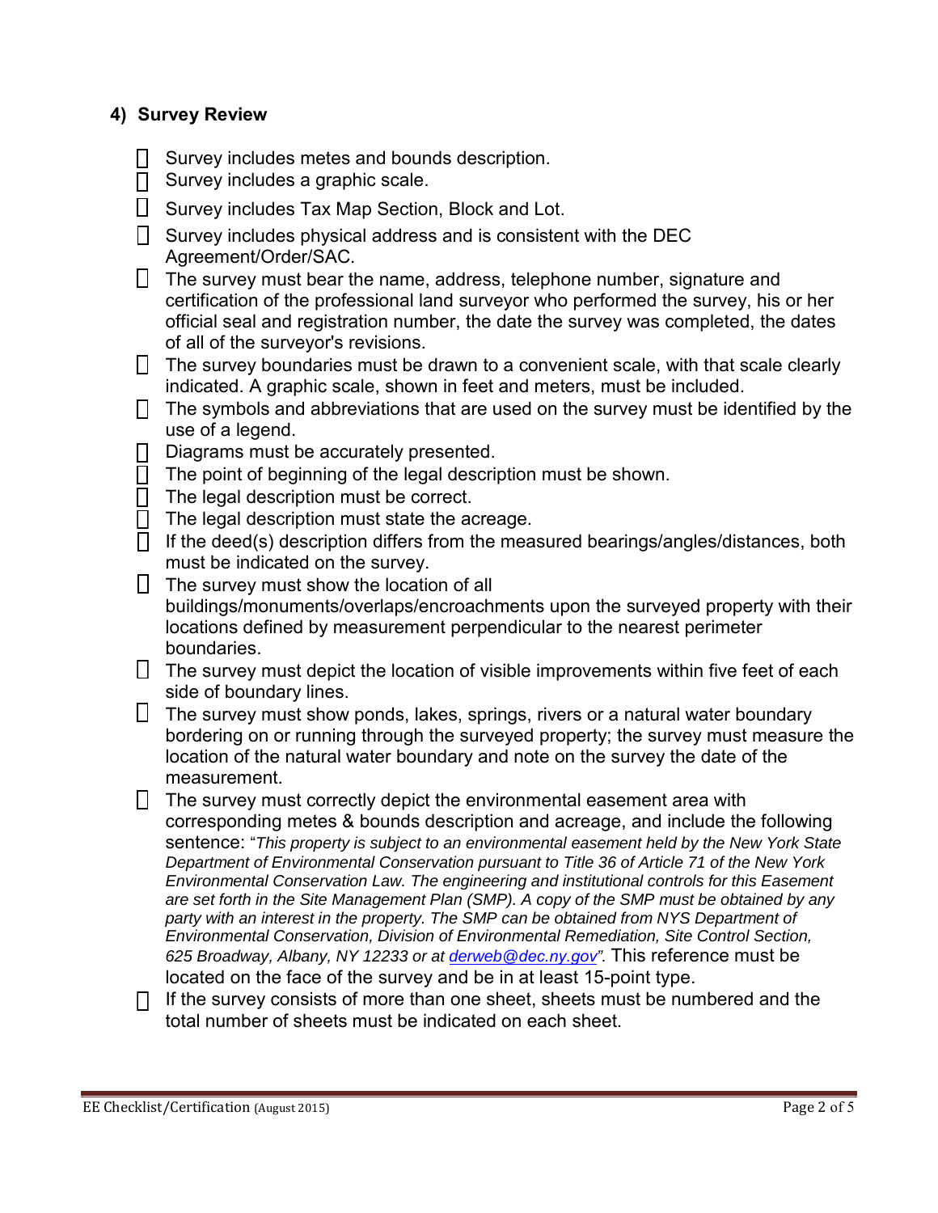### 4) Survey Review

- ☐ Survey includes metes and bounds description.
- ☐ Survey includes a graphic scale.
- ☐ Survey includes Tax Map Section, Block and Lot.
- ☐ Survey includes physical address and is consistent with the DEC Agreement/Order/SAC.
- ☐ The survey must bear the name, address, telephone number, signature and certification of the professional land surveyor who performed the survey, his or her official seal and registration number, the date the survey was completed, the dates of all of the surveyor's revisions.
- ☐ The survey boundaries must be drawn to a convenient scale, with that scale clearly indicated. A graphic scale, shown in feet and meters, must be included.
- ☐ The symbols and abbreviations that are used on the survey must be identified by the use of a legend.
- ☐ Diagrams must be accurately presented.
- ☐ The point of beginning of the legal description must be shown.
- ☐ The legal description must be correct.
- ☐ The legal description must state the acreage.
- ☐ If the deed(s) description differs from the measured bearings/angles/distances, both must be indicated on the survey.
- ☐ The survey must show the location of all buildings/monuments/overlaps/encroachments upon the surveyed property with their locations defined by measurement perpendicular to the nearest perimeter boundaries.
- ☐ The survey must depict the location of visible improvements within five feet of each side of boundary lines.
- ☐ The survey must show ponds, lakes, springs, rivers or a natural water boundary bordering on or running through the surveyed property; the survey must measure the location of the natural water boundary and note on the survey the date of the measurement.
- ☐ The survey must correctly depict the environmental easement area with corresponding metes & bounds description and acreage, and include the following sentence: "*This property is subject to an environmental easement held by the New York State Department of Environmental Conservation pursuant to Title 36 of Article 71 of the New York Environmental Conservation Law. The engineering and institutional controls for this Easement are set forth in the Site Management Plan (SMP). A copy of the SMP must be obtained by any party with an interest in the property. The SMP can be obtained from NYS Department of Environmental Conservation, Division of Environmental Remediation, Site Control Section, 625 Broadway, Albany, NY 12233 or at derweb@dec.ny.gov*". This reference must be located on the face of the survey and be in at least 15-point type.
- ☐ If the survey consists of more than one sheet, sheets must be numbered and the total number of sheets must be indicated on each sheet.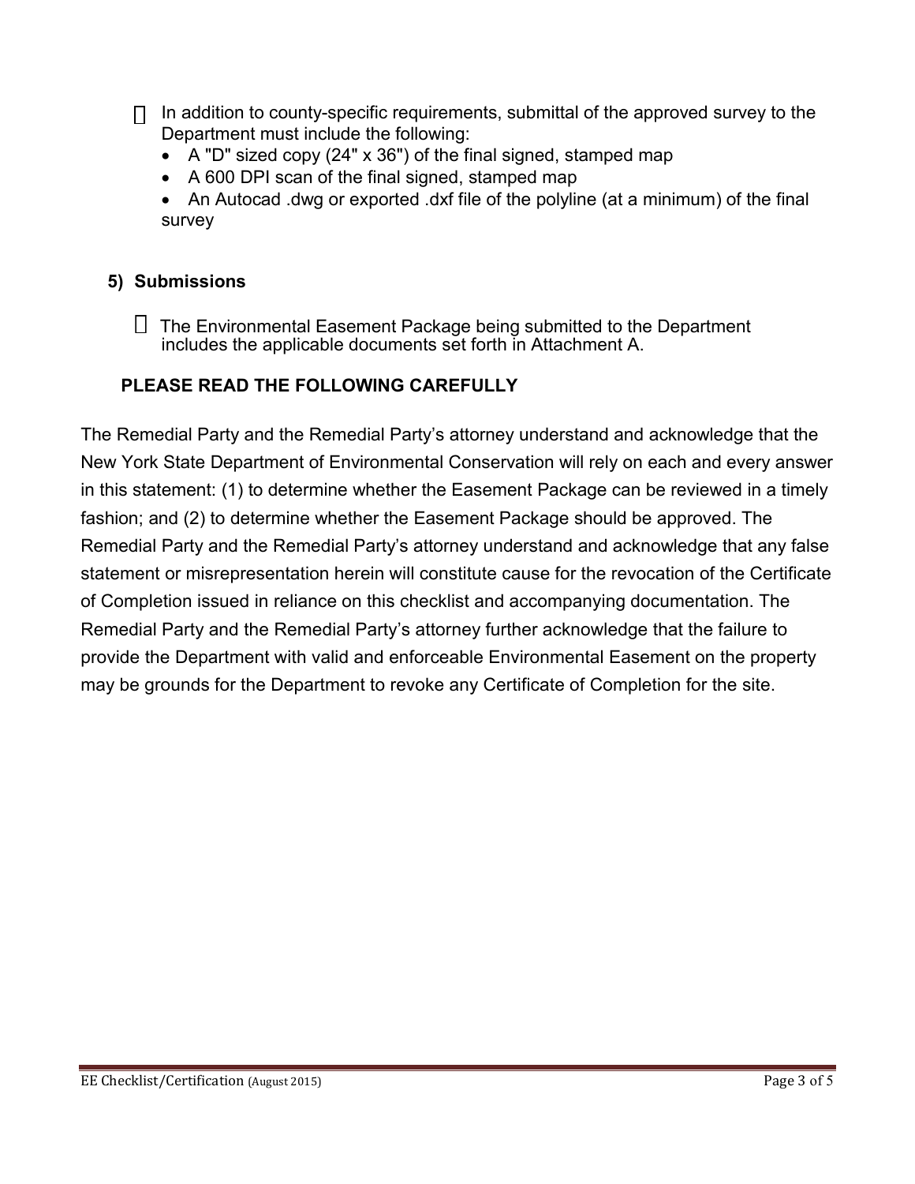- [ ] In addition to county-specific requirements, submittal of the approved survey to the Department must include the following:
  - A "D" sized copy (24" x 36") of the final signed, stamped map
  - A 600 DPI scan of the final signed, stamped map
  - An Autocad .dwg or exported .dxf file of the polyline (at a minimum) of the final survey

## 5) Submissions

- [ ] The Environmental Easement Package being submitted to the Department includes the applicable documents set forth in Attachment A.

### PLEASE READ THE FOLLOWING CAREFULLY

The Remedial Party and the Remedial Party's attorney understand and acknowledge that the New York State Department of Environmental Conservation will rely on each and every answer in this statement: (1) to determine whether the Easement Package can be reviewed in a timely fashion; and (2) to determine whether the Easement Package should be approved. The Remedial Party and the Remedial Party's attorney understand and acknowledge that any false statement or misrepresentation herein will constitute cause for the revocation of the Certificate of Completion issued in reliance on this checklist and accompanying documentation. The Remedial Party and the Remedial Party's attorney further acknowledge that the failure to provide the Department with valid and enforceable Environmental Easement on the property may be grounds for the Department to revoke any Certificate of Completion for the site.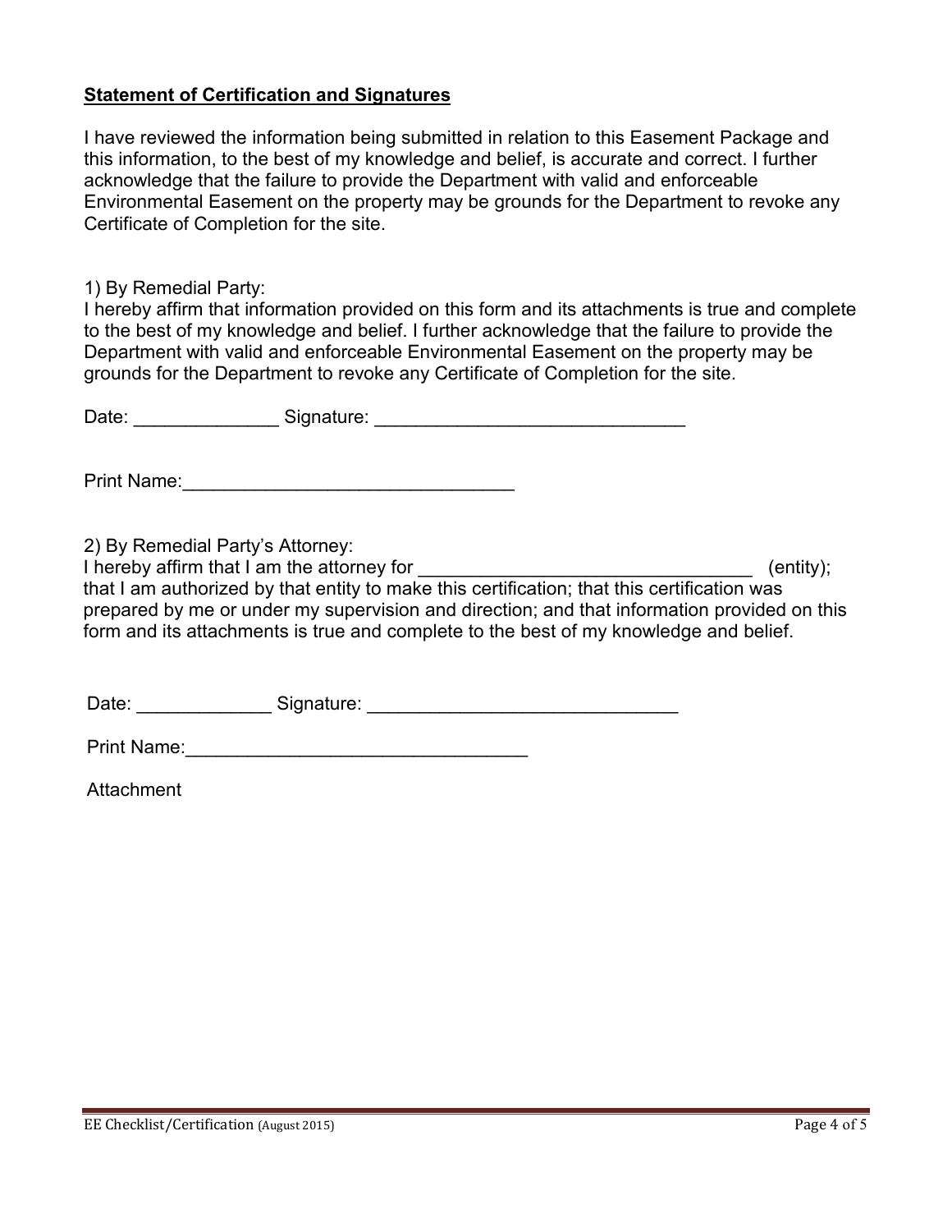**Statement of Certification and Signatures**

I have reviewed the information being submitted in relation to this Easement Package and this information, to the best of my knowledge and belief, is accurate and correct. I further acknowledge that the failure to provide the Department with valid and enforceable Environmental Easement on the property may be grounds for the Department to revoke any Certificate of Completion for the site.

1) By Remedial Party:
I hereby affirm that information provided on this form and its attachments is true and complete to the best of my knowledge and belief. I further acknowledge that the failure to provide the Department with valid and enforceable Environmental Easement on the property may be grounds for the Department to revoke any Certificate of Completion for the site.

Date: ______________ Signature: ______________________________

Print Name:________________________________

2) By Remedial Party's Attorney:
I hereby affirm that I am the attorney for ________________________________ (entity); that I am authorized by that entity to make this certification; that this certification was prepared by me or under my supervision and direction; and that information provided on this form and its attachments is true and complete to the best of my knowledge and belief.

Date: _____________ Signature: ______________________________

Print Name:_________________________________

Attachment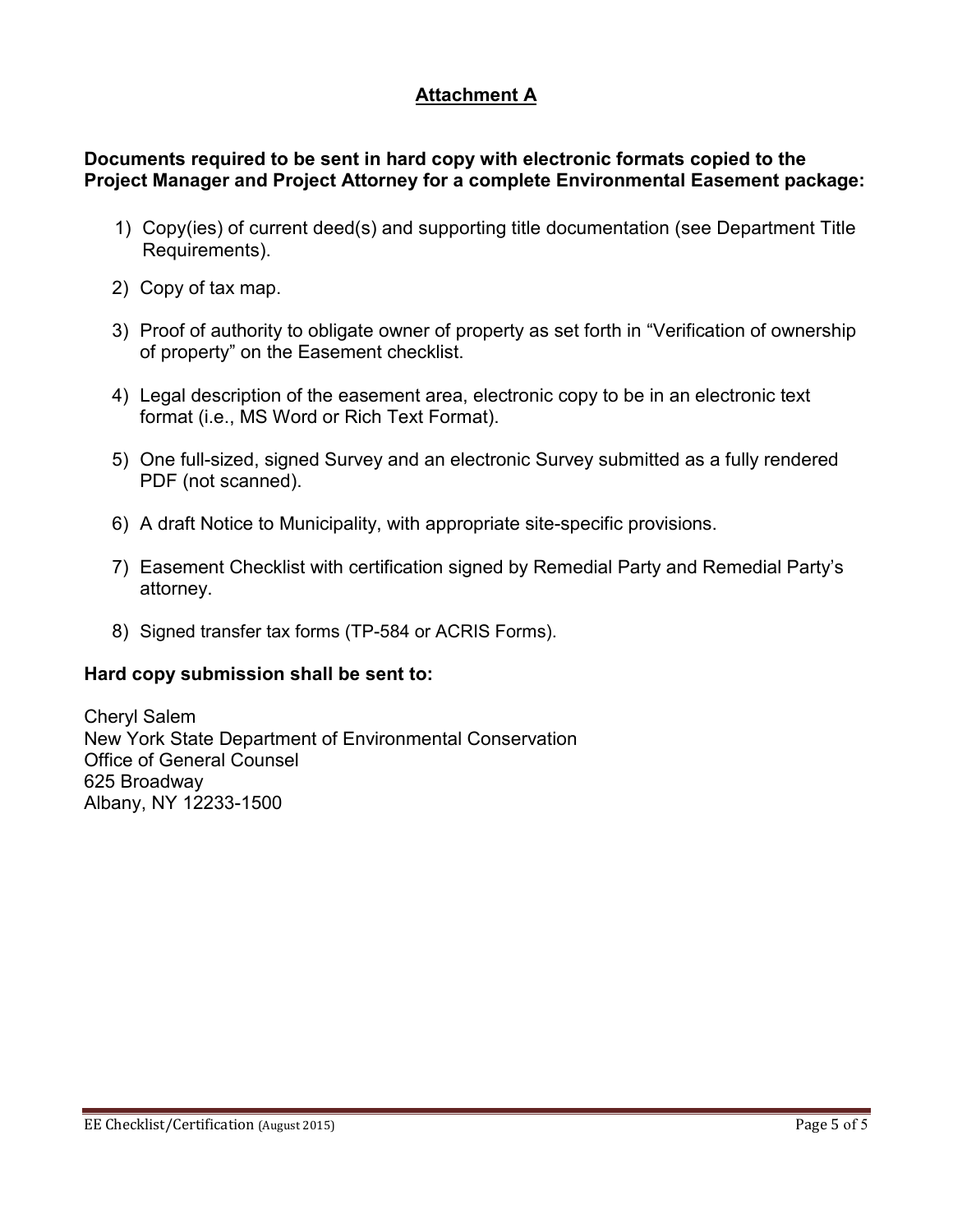# Attachment A

**Documents required to be sent in hard copy with electronic formats copied to the Project Manager and Project Attorney for a complete Environmental Easement package:**

1) Copy(ies) of current deed(s) and supporting title documentation (see Department Title Requirements).
2) Copy of tax map.
3) Proof of authority to obligate owner of property as set forth in "Verification of ownership of property" on the Easement checklist.
4) Legal description of the easement area, electronic copy to be in an electronic text format (i.e., MS Word or Rich Text Format).
5) One full-sized, signed Survey and an electronic Survey submitted as a fully rendered PDF (not scanned).
6) A draft Notice to Municipality, with appropriate site-specific provisions.
7) Easement Checklist with certification signed by Remedial Party and Remedial Party's attorney.
8) Signed transfer tax forms (TP-584 or ACRIS Forms).

**Hard copy submission shall be sent to:**

Cheryl Salem
New York State Department of Environmental Conservation
Office of General Counsel
625 Broadway
Albany, NY 12233-1500